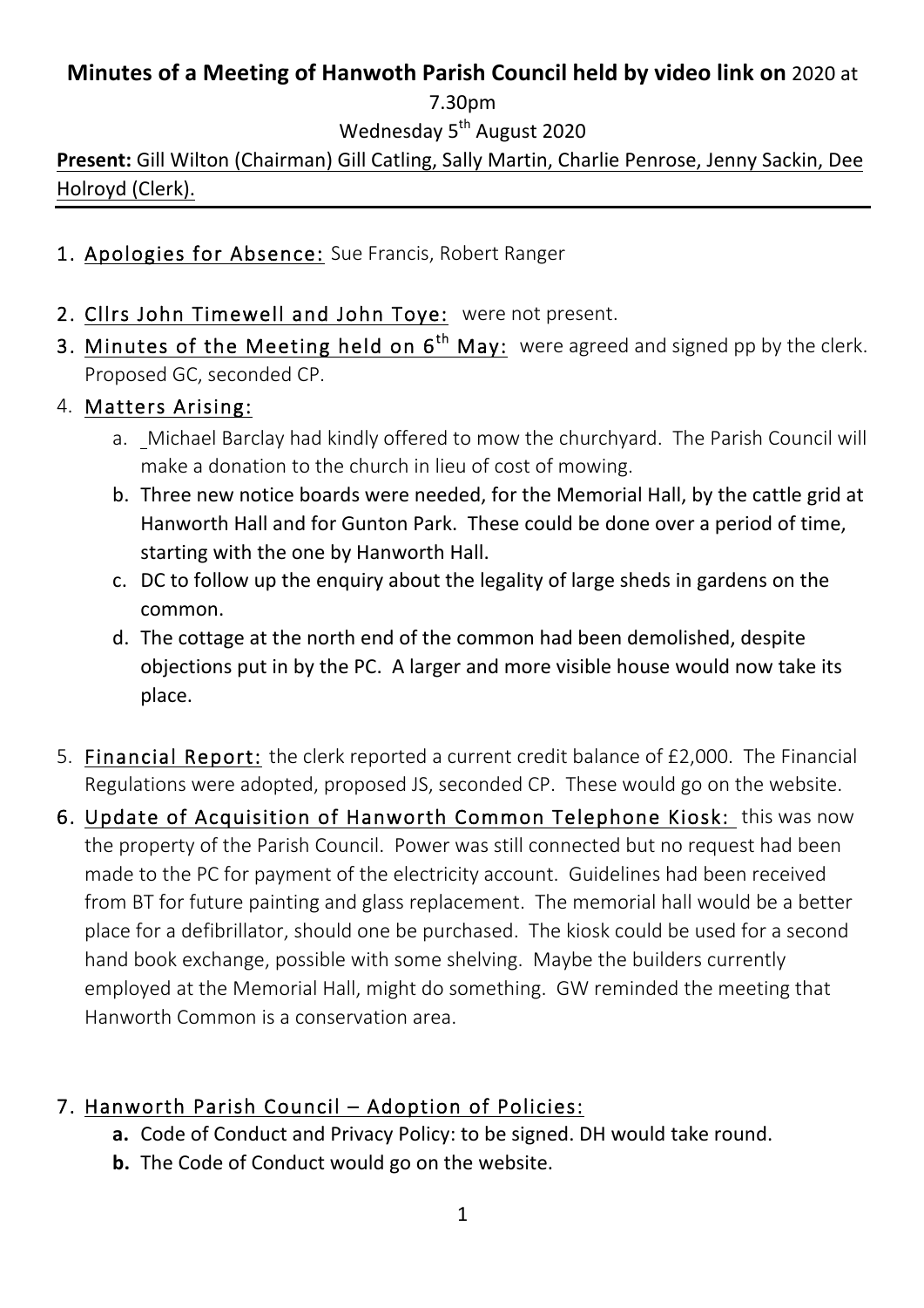**Minutes of a Meeting of Hanwoth Parish Council held by video link on** 2020 at 7.30pm

Wednesday 5th August 2020

**Present:** Gill Wilton (Chairman) Gill Catling, Sally Martin, Charlie Penrose, Jenny Sackin, Dee Holroyd (Clerk).

---

1. Apologies for Absence: Sue Francis, Robert Ranger
2. Cllrs John Timewell and John Toye: were not present.
3. Minutes of the Meeting held on 6th May: were agreed and signed pp by the clerk. Proposed GC, seconded CP.
4. Matters Arising:
   a. Michael Barclay had kindly offered to mow the churchyard. The Parish Council will make a donation to the church in lieu of cost of mowing.
   b. Three new notice boards were needed, for the Memorial Hall, by the cattle grid at Hanworth Hall and for Gunton Park. These could be done over a period of time, starting with the one by Hanworth Hall.
   c. DC to follow up the enquiry about the legality of large sheds in gardens on the common.
   d. The cottage at the north end of the common had been demolished, despite objections put in by the PC. A larger and more visible house would now take its place.
5. Financial Report: the clerk reported a current credit balance of £2,000. The Financial Regulations were adopted, proposed JS, seconded CP. These would go on the website.
6. Update of Acquisition of Hanworth Common Telephone Kiosk: this was now the property of the Parish Council. Power was still connected but no request had been made to the PC for payment of the electricity account. Guidelines had been received from BT for future painting and glass replacement. The memorial hall would be a better place for a defibrillator, should one be purchased. The kiosk could be used for a second hand book exchange, possible with some shelving. Maybe the builders currently employed at the Memorial Hall, might do something. GW reminded the meeting that Hanworth Common is a conservation area.
7. Hanworth Parish Council – Adoption of Policies:
   **a.** Code of Conduct and Privacy Policy: to be signed. DH would take round.
   **b.** The Code of Conduct would go on the website.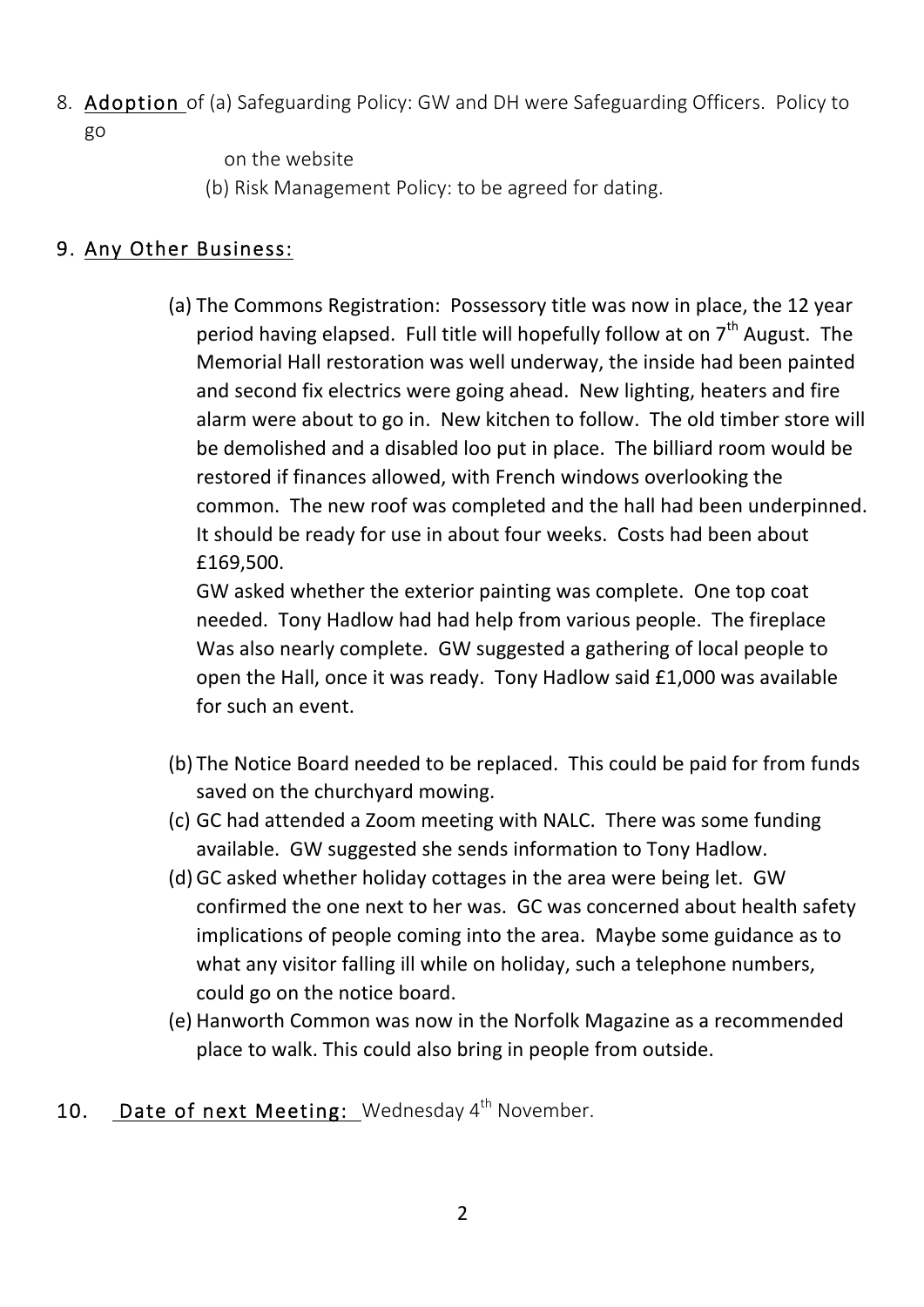8. **Adoption** of (a) Safeguarding Policy: GW and DH were Safeguarding Officers. Policy to go on the website

   (b) Risk Management Policy: to be agreed for dating.

9. **Any Other Business:**

   (a) The Commons Registration: Possessory title was now in place, the 12 year period having elapsed. Full title will hopefully follow at on 7th August. The Memorial Hall restoration was well underway, the inside had been painted and second fix electrics were going ahead. New lighting, heaters and fire alarm were about to go in. New kitchen to follow. The old timber store will be demolished and a disabled loo put in place. The billiard room would be restored if finances allowed, with French windows overlooking the common. The new roof was completed and the hall had been underpinned. It should be ready for use in about four weeks. Costs had been about £169,500.

   GW asked whether the exterior painting was complete. One top coat needed. Tony Hadlow had had help from various people. The fireplace Was also nearly complete. GW suggested a gathering of local people to open the Hall, once it was ready. Tony Hadlow said £1,000 was available for such an event.

   (b) The Notice Board needed to be replaced. This could be paid for from funds saved on the churchyard mowing.

   (c) GC had attended a Zoom meeting with NALC. There was some funding available. GW suggested she sends information to Tony Hadlow.

   (d) GC asked whether holiday cottages in the area were being let. GW confirmed the one next to her was. GC was concerned about health safety implications of people coming into the area. Maybe some guidance as to what any visitor falling ill while on holiday, such a telephone numbers, could go on the notice board.

   (e) Hanworth Common was now in the Norfolk Magazine as a recommended place to walk. This could also bring in people from outside.

10. **Date of next Meeting:** Wednesday 4th November.